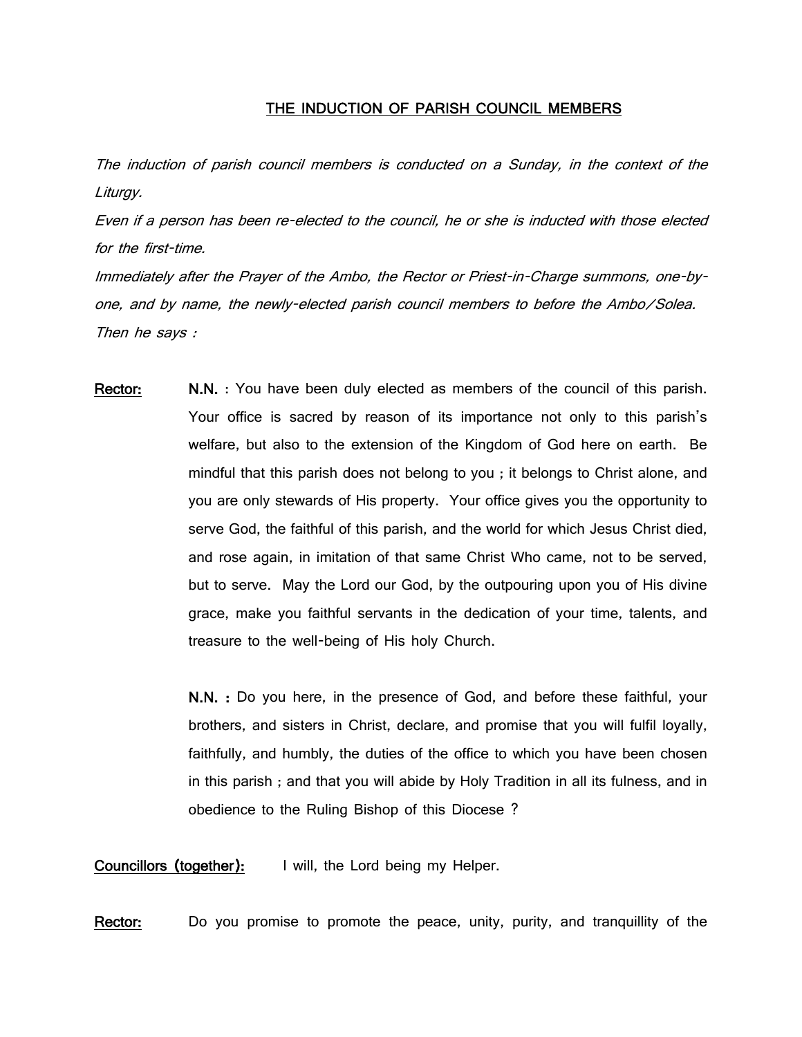## THE INDUCTION OF PARISH COUNCIL MEMBERS

*The induction of parish council members is conducted on a Sunday, in the context of the Liturgy.*

*Even if a person has been re-elected to the council, he or she is inducted with those elected for the first-time.*

*Immediately after the Prayer of the Ambo, the Rector or Priest-in-Charge summons, one-by-one, and by name, the newly-elected parish council members to before the Ambo/Solea.*

*Then he says :*

**Rector:** **N.N.** : You have been duly elected as members of the council of this parish. Your office is sacred by reason of its importance not only to this parish's welfare, but also to the extension of the Kingdom of God here on earth. Be mindful that this parish does not belong to you ; it belongs to Christ alone, and you are only stewards of His property. Your office gives you the opportunity to serve God, the faithful of this parish, and the world for which Jesus Christ died, and rose again, in imitation of that same Christ Who came, not to be served, but to serve. May the Lord our God, by the outpouring upon you of His divine grace, make you faithful servants in the dedication of your time, talents, and treasure to the well-being of His holy Church.

**N.N.** : Do you here, in the presence of God, and before these faithful, your brothers, and sisters in Christ, declare, and promise that you will fulfil loyally, faithfully, and humbly, the duties of the office to which you have been chosen in this parish ; and that you will abide by Holy Tradition in all its fulness, and in obedience to the Ruling Bishop of this Diocese ?

**Councillors (together):** I will, the Lord being my Helper.

**Rector:** Do you promise to promote the peace, unity, purity, and tranquillity of the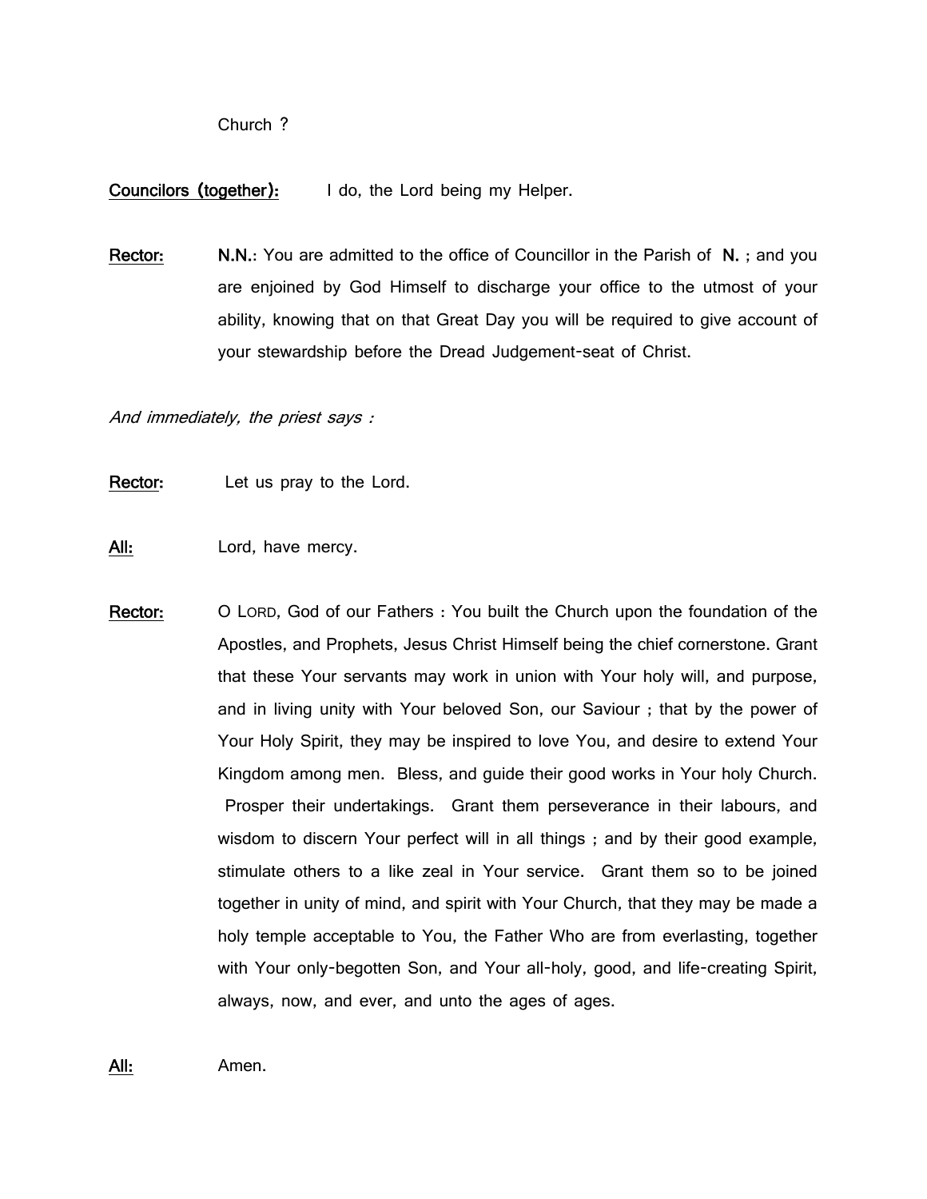Church ?

**Councilors (together):** I do, the Lord being my Helper.

**Rector:** **N.N.**: You are admitted to the office of Councillor in the Parish of **N.** ; and you are enjoined by God Himself to discharge your office to the utmost of your ability, knowing that on that Great Day you will be required to give account of your stewardship before the Dread Judgement-seat of Christ.

*And immediately, the priest says :*

**Rector:** Let us pray to the Lord.

**All:** Lord, have mercy.

**Rector:** O LORD, God of our Fathers : You built the Church upon the foundation of the Apostles, and Prophets, Jesus Christ Himself being the chief cornerstone. Grant that these Your servants may work in union with Your holy will, and purpose, and in living unity with Your beloved Son, our Saviour ; that by the power of Your Holy Spirit, they may be inspired to love You, and desire to extend Your Kingdom among men. Bless, and guide their good works in Your holy Church. Prosper their undertakings. Grant them perseverance in their labours, and wisdom to discern Your perfect will in all things ; and by their good example, stimulate others to a like zeal in Your service. Grant them so to be joined together in unity of mind, and spirit with Your Church, that they may be made a holy temple acceptable to You, the Father Who are from everlasting, together with Your only-begotten Son, and Your all-holy, good, and life-creating Spirit, always, now, and ever, and unto the ages of ages.

**All:** Amen.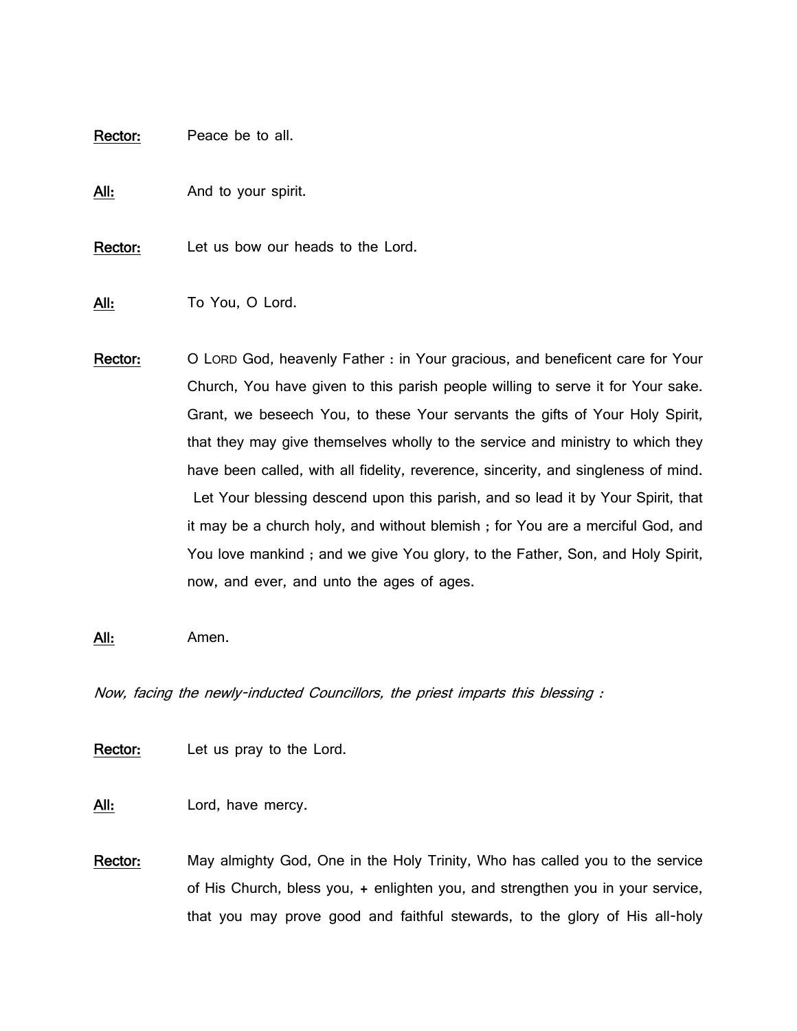**Rector:** Peace be to all.

**All:** And to your spirit.

**Rector:** Let us bow our heads to the Lord.

**All:** To You, O Lord.

**Rector:** O LORD God, heavenly Father : in Your gracious, and beneficent care for Your Church, You have given to this parish people willing to serve it for Your sake. Grant, we beseech You, to these Your servants the gifts of Your Holy Spirit, that they may give themselves wholly to the service and ministry to which they have been called, with all fidelity, reverence, sincerity, and singleness of mind. Let Your blessing descend upon this parish, and so lead it by Your Spirit, that it may be a church holy, and without blemish ; for You are a merciful God, and You love mankind ; and we give You glory, to the Father, Son, and Holy Spirit, now, and ever, and unto the ages of ages.

**All:** Amen.

*Now, facing the newly-inducted Councillors, the priest imparts this blessing :*

**Rector:** Let us pray to the Lord.

**All:** Lord, have mercy.

**Rector:** May almighty God, One in the Holy Trinity, Who has called you to the service of His Church, bless you, + enlighten you, and strengthen you in your service, that you may prove good and faithful stewards, to the glory of His all-holy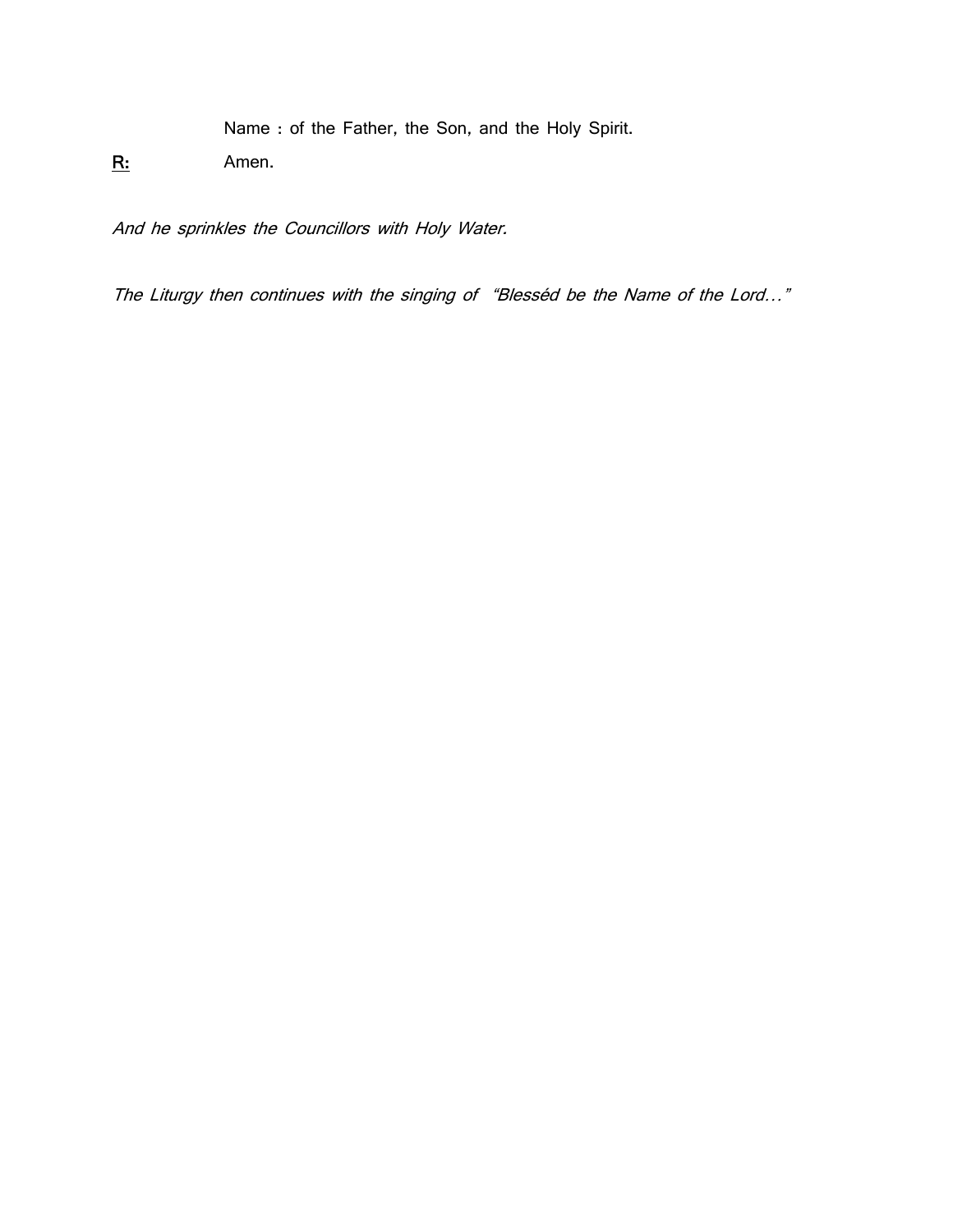Name : of the Father, the Son, and the Holy Spirit.

**R:** Amen.

*And he sprinkles the Councillors with Holy Water.*

*The Liturgy then continues with the singing of "Blesséd be the Name of the Lord…"*